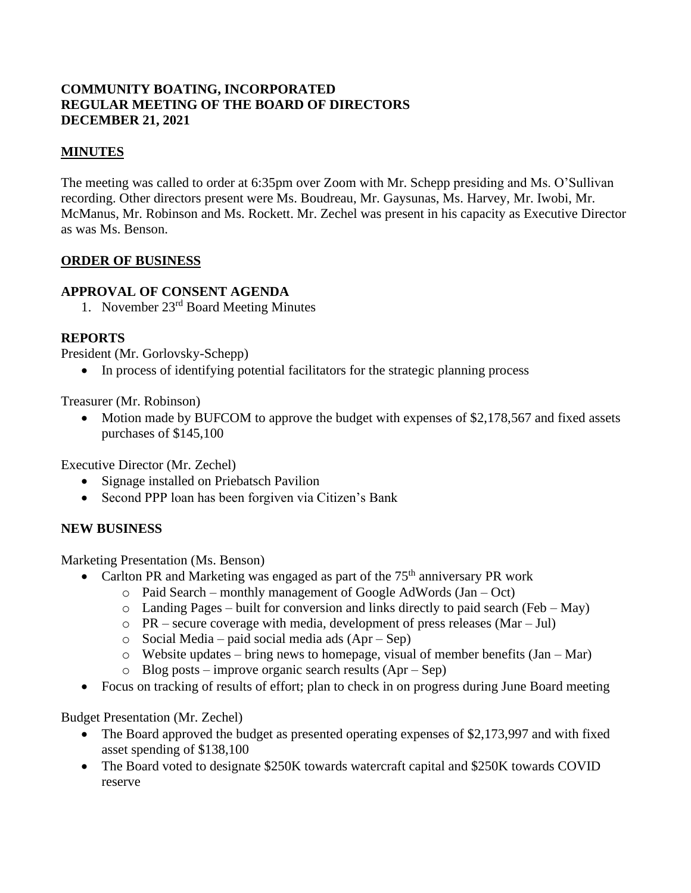**COMMUNITY BOATING, INCORPORATED**
**REGULAR MEETING OF THE BOARD OF DIRECTORS**
**DECEMBER 21, 2021**

## MINUTES

The meeting was called to order at 6:35pm over Zoom with Mr. Schepp presiding and Ms. O'Sullivan recording. Other directors present were Ms. Boudreau, Mr. Gaysunas, Ms. Harvey, Mr. Iwobi, Mr. McManus, Mr. Robinson and Ms. Rockett. Mr. Zechel was present in his capacity as Executive Director as was Ms. Benson.

## ORDER OF BUSINESS

### APPROVAL OF CONSENT AGENDA

1. November 23rd Board Meeting Minutes

### REPORTS

President (Mr. Gorlovsky-Schepp)

- In process of identifying potential facilitators for the strategic planning process

Treasurer (Mr. Robinson)

- Motion made by BUFCOM to approve the budget with expenses of $2,178,567 and fixed assets purchases of $145,100

Executive Director (Mr. Zechel)

- Signage installed on Priebatsch Pavilion
- Second PPP loan has been forgiven via Citizen's Bank

### NEW BUSINESS

Marketing Presentation (Ms. Benson)

- Carlton PR and Marketing was engaged as part of the 75th anniversary PR work
  - Paid Search – monthly management of Google AdWords (Jan – Oct)
  - Landing Pages – built for conversion and links directly to paid search (Feb – May)
  - PR – secure coverage with media, development of press releases (Mar – Jul)
  - Social Media – paid social media ads (Apr – Sep)
  - Website updates – bring news to homepage, visual of member benefits (Jan – Mar)
  - Blog posts – improve organic search results (Apr – Sep)
- Focus on tracking of results of effort; plan to check in on progress during June Board meeting

Budget Presentation (Mr. Zechel)

- The Board approved the budget as presented operating expenses of $2,173,997 and with fixed asset spending of $138,100
- The Board voted to designate $250K towards watercraft capital and $250K towards COVID reserve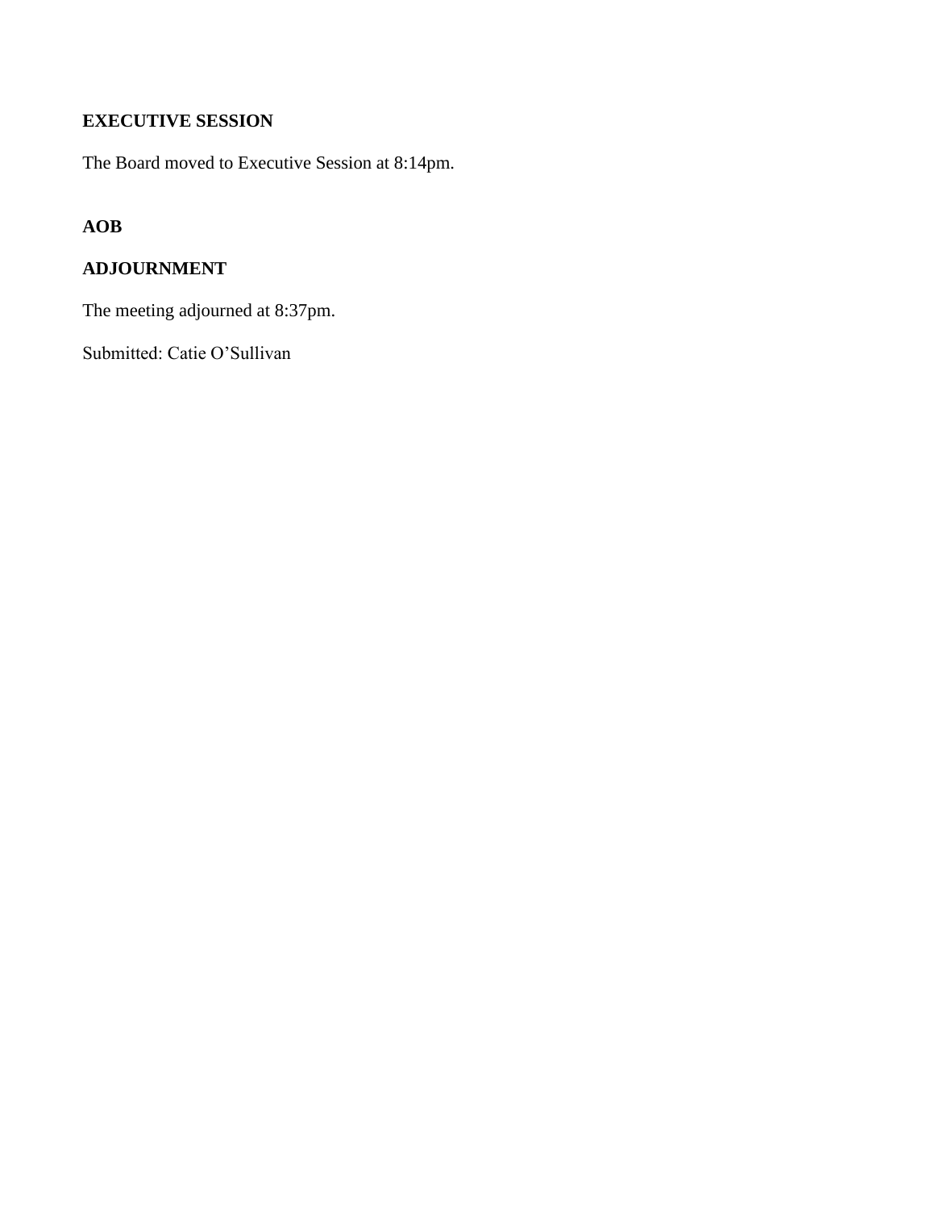**EXECUTIVE SESSION**

The Board moved to Executive Session at 8:14pm.

**AOB**

**ADJOURNMENT**

The meeting adjourned at 8:37pm.

Submitted: Catie O'Sullivan